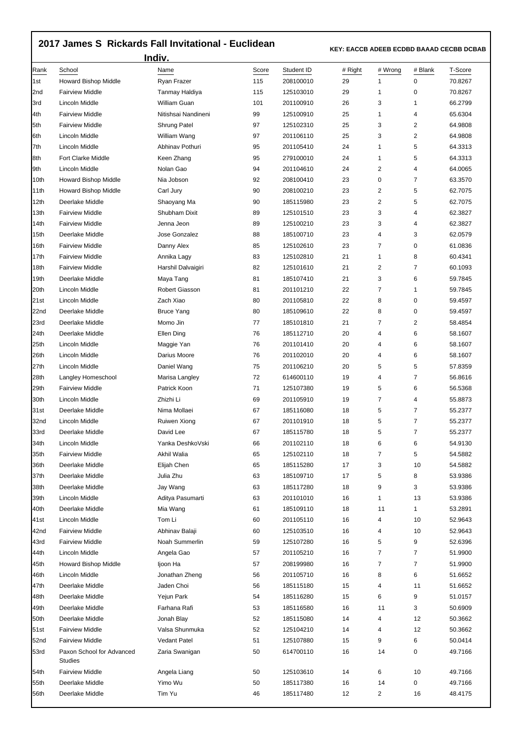# 2017 James S Rickards Fall Invitational - Euclidean Indiv.

**KEY: EACCB ADEEB ECDBD BAAAD CECBB DCBAB**

| Rank | School | Name | Score | Student ID | # Right | # Wrong | # Blank | T-Score |
|---|---|---|---|---|---|---|---|---|
| 1st | Howard Bishop Middle | Ryan Frazer | 115 | 208100010 | 29 | 1 | 0 | 70.8267 |
| 2nd | Fairview Middle | Tanmay Haldiya | 115 | 125103010 | 29 | 1 | 0 | 70.8267 |
| 3rd | Lincoln Middle | William Guan | 101 | 201100910 | 26 | 3 | 1 | 66.2799 |
| 4th | Fairview Middle | Nitishsai Nandineni | 99 | 125100910 | 25 | 1 | 4 | 65.6304 |
| 5th | Fairview Middle | Shrung Patel | 97 | 125102310 | 25 | 3 | 2 | 64.9808 |
| 6th | Lincoln Middle | William Wang | 97 | 201106110 | 25 | 3 | 2 | 64.9808 |
| 7th | Lincoln Middle | Abhinav Pothuri | 95 | 201105410 | 24 | 1 | 5 | 64.3313 |
| 8th | Fort Clarke Middle | Keen Zhang | 95 | 279100010 | 24 | 1 | 5 | 64.3313 |
| 9th | Lincoln Middle | Nolan Gao | 94 | 201104610 | 24 | 2 | 4 | 64.0065 |
| 10th | Howard Bishop Middle | Nia Jobson | 92 | 208100410 | 23 | 0 | 7 | 63.3570 |
| 11th | Howard Bishop Middle | Carl Jury | 90 | 208100210 | 23 | 2 | 5 | 62.7075 |
| 12th | Deerlake Middle | Shaoyang Ma | 90 | 185115980 | 23 | 2 | 5 | 62.7075 |
| 13th | Fairview Middle | Shubham Dixit | 89 | 125101510 | 23 | 3 | 4 | 62.3827 |
| 14th | Fairview Middle | Jenna Jeon | 89 | 125100210 | 23 | 3 | 4 | 62.3827 |
| 15th | Deerlake Middle | Jose Gonzalez | 88 | 185100710 | 23 | 4 | 3 | 62.0579 |
| 16th | Fairview Middle | Danny Alex | 85 | 125102610 | 23 | 7 | 0 | 61.0836 |
| 17th | Fairview Middle | Annika Lagy | 83 | 125102810 | 21 | 1 | 8 | 60.4341 |
| 18th | Fairview Middle | Harshil Dalvaigiri | 82 | 125101610 | 21 | 2 | 7 | 60.1093 |
| 19th | Deerlake Middle | Maya Tang | 81 | 185107410 | 21 | 3 | 6 | 59.7845 |
| 20th | Lincoln Middle | Robert Giasson | 81 | 201101210 | 22 | 7 | 1 | 59.7845 |
| 21st | Lincoln Middle | Zach Xiao | 80 | 201105810 | 22 | 8 | 0 | 59.4597 |
| 22nd | Deerlake Middle | Bruce Yang | 80 | 185109610 | 22 | 8 | 0 | 59.4597 |
| 23rd | Deerlake Middle | Momo Jin | 77 | 185101810 | 21 | 7 | 2 | 58.4854 |
| 24th | Deerlake Middle | Ellen Ding | 76 | 185112710 | 20 | 4 | 6 | 58.1607 |
| 25th | Lincoln Middle | Maggie Yan | 76 | 201101410 | 20 | 4 | 6 | 58.1607 |
| 26th | Lincoln Middle | Darius Moore | 76 | 201102010 | 20 | 4 | 6 | 58.1607 |
| 27th | Lincoln Middle | Daniel Wang | 75 | 201106210 | 20 | 5 | 5 | 57.8359 |
| 28th | Langley Homeschool | Marisa Langley | 72 | 614600110 | 19 | 4 | 7 | 56.8616 |
| 29th | Fairview Middle | Patrick Koon | 71 | 125107380 | 19 | 5 | 6 | 56.5368 |
| 30th | Lincoln Middle | Zhizhi Li | 69 | 201105910 | 19 | 7 | 4 | 55.8873 |
| 31st | Deerlake Middle | Nima Mollaei | 67 | 185116080 | 18 | 5 | 7 | 55.2377 |
| 32nd | Lincoln Middle | Ruiwen Xiong | 67 | 201101910 | 18 | 5 | 7 | 55.2377 |
| 33rd | Deerlake Middle | David Lee | 67 | 185115780 | 18 | 5 | 7 | 55.2377 |
| 34th | Lincoln Middle | Yanka DeshkoVski | 66 | 201102110 | 18 | 6 | 6 | 54.9130 |
| 35th | Fairview Middle | Akhil Walia | 65 | 125102110 | 18 | 7 | 5 | 54.5882 |
| 36th | Deerlake Middle | Elijah Chen | 65 | 185115280 | 17 | 3 | 10 | 54.5882 |
| 37th | Deerlake Middle | Julia Zhu | 63 | 185109710 | 17 | 5 | 8 | 53.9386 |
| 38th | Deerlake Middle | Jay Wang | 63 | 185117280 | 18 | 9 | 3 | 53.9386 |
| 39th | Lincoln Middle | Aditya Pasumarti | 63 | 201101010 | 16 | 1 | 13 | 53.9386 |
| 40th | Deerlake Middle | Mia Wang | 61 | 185109110 | 18 | 11 | 1 | 53.2891 |
| 41st | Lincoln Middle | Tom Li | 60 | 201105110 | 16 | 4 | 10 | 52.9643 |
| 42nd | Fairview Middle | Abhinav Balaji | 60 | 125103510 | 16 | 4 | 10 | 52.9643 |
| 43rd | Fairview Middle | Noah Summerlin | 59 | 125107280 | 16 | 5 | 9 | 52.6396 |
| 44th | Lincoln Middle | Angela Gao | 57 | 201105210 | 16 | 7 | 7 | 51.9900 |
| 45th | Howard Bishop Middle | Ijoon Ha | 57 | 208199980 | 16 | 7 | 7 | 51.9900 |
| 46th | Lincoln Middle | Jonathan Zheng | 56 | 201105710 | 16 | 8 | 6 | 51.6652 |
| 47th | Deerlake Middle | Jaden Choi | 56 | 185115180 | 15 | 4 | 11 | 51.6652 |
| 48th | Deerlake Middle | Yejun Park | 54 | 185116280 | 15 | 6 | 9 | 51.0157 |
| 49th | Deerlake Middle | Farhana Rafi | 53 | 185116580 | 16 | 11 | 3 | 50.6909 |
| 50th | Deerlake Middle | Jonah Blay | 52 | 185115080 | 14 | 4 | 12 | 50.3662 |
| 51st | Fairview Middle | Valsa Shunmuka | 52 | 125104210 | 14 | 4 | 12 | 50.3662 |
| 52nd | Fairview Middle | Vedant Patel | 51 | 125107880 | 15 | 9 | 6 | 50.0414 |
| 53rd | Paxon School for Advanced Studies | Zaria Swanigan | 50 | 614700110 | 16 | 14 | 0 | 49.7166 |
| 54th | Fairview Middle | Angela Liang | 50 | 125103610 | 14 | 6 | 10 | 49.7166 |
| 55th | Deerlake Middle | Yimo Wu | 50 | 185117380 | 16 | 14 | 0 | 49.7166 |
| 56th | Deerlake Middle | Tim Yu | 46 | 185117480 | 12 | 2 | 16 | 48.4175 |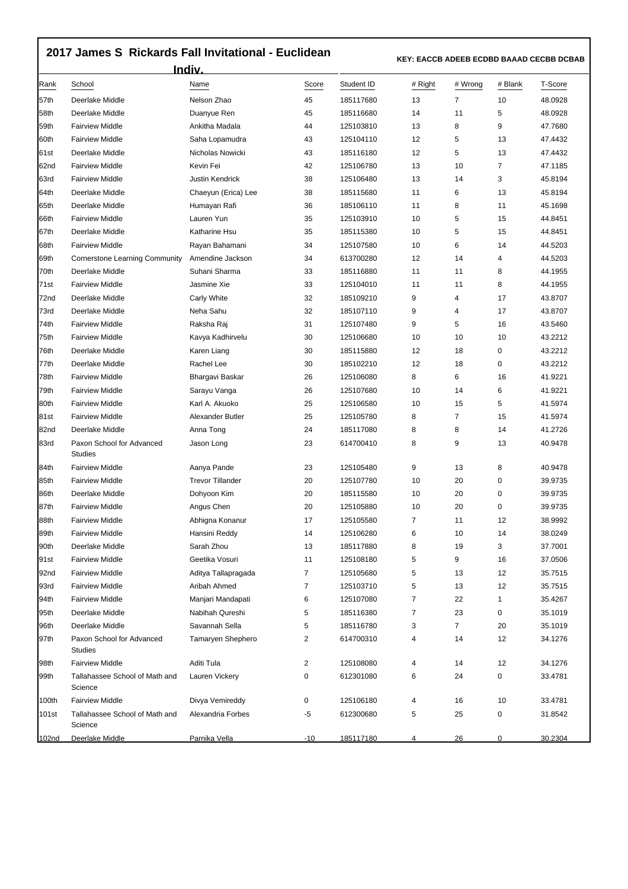## 2017 James S Rickards Fall Invitational - Euclidean Indiv.

**KEY: EACCB ADEEB ECDBD BAAAD CECBB DCBAB**

| Rank | School | Name | Score | Student ID | # Right | # Wrong | # Blank | T-Score |
|---|---|---|---|---|---|---|---|---|
| 57th | Deerlake Middle | Nelson Zhao | 45 | 185117680 | 13 | 7 | 10 | 48.0928 |
| 58th | Deerlake Middle | Duanyue Ren | 45 | 185116680 | 14 | 11 | 5 | 48.0928 |
| 59th | Fairview Middle | Ankitha Madala | 44 | 125103810 | 13 | 8 | 9 | 47.7680 |
| 60th | Fairview Middle | Saha Lopamudra | 43 | 125104110 | 12 | 5 | 13 | 47.4432 |
| 61st | Deerlake Middle | Nicholas Nowicki | 43 | 185116180 | 12 | 5 | 13 | 47.4432 |
| 62nd | Fairview Middle | Kevin Fei | 42 | 125106780 | 13 | 10 | 7 | 47.1185 |
| 63rd | Fairview Middle | Justin Kendrick | 38 | 125106480 | 13 | 14 | 3 | 45.8194 |
| 64th | Deerlake Middle | Chaeyun (Erica) Lee | 38 | 185115680 | 11 | 6 | 13 | 45.8194 |
| 65th | Deerlake Middle | Humayan Rafi | 36 | 185106110 | 11 | 8 | 11 | 45.1698 |
| 66th | Fairview Middle | Lauren Yun | 35 | 125103910 | 10 | 5 | 15 | 44.8451 |
| 67th | Deerlake Middle | Katharine Hsu | 35 | 185115380 | 10 | 5 | 15 | 44.8451 |
| 68th | Fairview Middle | Rayan Bahamani | 34 | 125107580 | 10 | 6 | 14 | 44.5203 |
| 69th | Cornerstone Learning Community | Amendine Jackson | 34 | 613700280 | 12 | 14 | 4 | 44.5203 |
| 70th | Deerlake Middle | Suhani Sharma | 33 | 185116880 | 11 | 11 | 8 | 44.1955 |
| 71st | Fairview Middle | Jasmine Xie | 33 | 125104010 | 11 | 11 | 8 | 44.1955 |
| 72nd | Deerlake Middle | Carly White | 32 | 185109210 | 9 | 4 | 17 | 43.8707 |
| 73rd | Deerlake Middle | Neha Sahu | 32 | 185107110 | 9 | 4 | 17 | 43.8707 |
| 74th | Fairview Middle | Raksha Raj | 31 | 125107480 | 9 | 5 | 16 | 43.5460 |
| 75th | Fairview Middle | Kavya Kadhirvelu | 30 | 125106680 | 10 | 10 | 10 | 43.2212 |
| 76th | Deerlake Middle | Karen Liang | 30 | 185115880 | 12 | 18 | 0 | 43.2212 |
| 77th | Deerlake Middle | Rachel Lee | 30 | 185102210 | 12 | 18 | 0 | 43.2212 |
| 78th | Fairview Middle | Bhargavi Baskar | 26 | 125106080 | 8 | 6 | 16 | 41.9221 |
| 79th | Fairview Middle | Sarayu Vanga | 26 | 125107680 | 10 | 14 | 6 | 41.9221 |
| 80th | Fairview Middle | Karl A. Akuoko | 25 | 125106580 | 10 | 15 | 5 | 41.5974 |
| 81st | Fairview Middle | Alexander Butler | 25 | 125105780 | 8 | 7 | 15 | 41.5974 |
| 82nd | Deerlake Middle | Anna Tong | 24 | 185117080 | 8 | 8 | 14 | 41.2726 |
| 83rd | Paxon School for Advanced Studies | Jason Long | 23 | 614700410 | 8 | 9 | 13 | 40.9478 |
| 84th | Fairview Middle | Aanya Pande | 23 | 125105480 | 9 | 13 | 8 | 40.9478 |
| 85th | Fairview Middle | Trevor Tillander | 20 | 125107780 | 10 | 20 | 0 | 39.9735 |
| 86th | Deerlake Middle | Dohyoon Kim | 20 | 185115580 | 10 | 20 | 0 | 39.9735 |
| 87th | Fairview Middle | Angus Chen | 20 | 125105880 | 10 | 20 | 0 | 39.9735 |
| 88th | Fairview Middle | Abhigna Konanur | 17 | 125105580 | 7 | 11 | 12 | 38.9992 |
| 89th | Fairview Middle | Hansini Reddy | 14 | 125106280 | 6 | 10 | 14 | 38.0249 |
| 90th | Deerlake Middle | Sarah Zhou | 13 | 185117880 | 8 | 19 | 3 | 37.7001 |
| 91st | Fairview Middle | Geetika Vosuri | 11 | 125108180 | 5 | 9 | 16 | 37.0506 |
| 92nd | Fairview Middle | Aditya Tallapragada | 7 | 125105680 | 5 | 13 | 12 | 35.7515 |
| 93rd | Fairview Middle | Aribah Ahmed | 7 | 125103710 | 5 | 13 | 12 | 35.7515 |
| 94th | Fairview Middle | Manjari Mandapati | 6 | 125107080 | 7 | 22 | 1 | 35.4267 |
| 95th | Deerlake Middle | Nabihah Qureshi | 5 | 185116380 | 7 | 23 | 0 | 35.1019 |
| 96th | Deerlake Middle | Savannah Sella | 5 | 185116780 | 3 | 7 | 20 | 35.1019 |
| 97th | Paxon School for Advanced Studies | Tamaryen Shephero | 2 | 614700310 | 4 | 14 | 12 | 34.1276 |
| 98th | Fairview Middle | Aditi Tula | 2 | 125108080 | 4 | 14 | 12 | 34.1276 |
| 99th | Tallahassee School of Math and Science | Lauren Vickery | 0 | 612301080 | 6 | 24 | 0 | 33.4781 |
| 100th | Fairview Middle | Divya Vemireddy | 0 | 125106180 | 4 | 16 | 10 | 33.4781 |
| 101st | Tallahassee School of Math and Science | Alexandria Forbes | -5 | 612300680 | 5 | 25 | 0 | 31.8542 |
| 102nd | Deerlake Middle | Parnika Vella | -10 | 185117180 | 4 | 26 | 0 | 30.2304 |